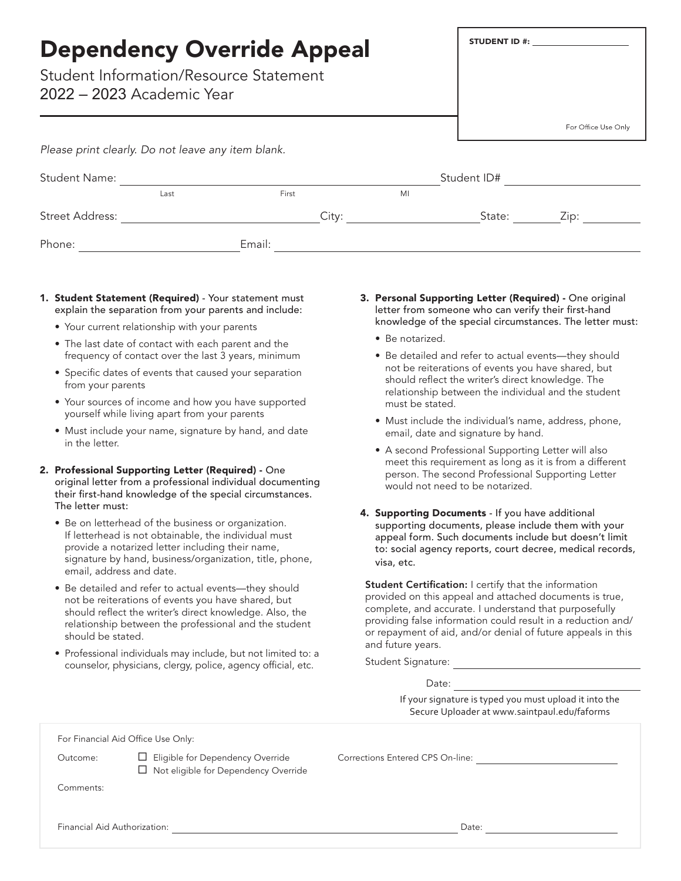# Dependency Override Appeal

Student Information/Resource Statement
2022 – 2023 Academic Year

**STUDENT ID #:** ____________________

For Office Use Only

*Please print clearly. Do not leave any item blank.*

Student Name: ______________________________ Student ID# ____________________
Last First MI

Street Address: ____________________ City: ____________________ State: ________ Zip: __________

Phone: ____________________ Email: ______________________________

1. **Student Statement (Required)** - Your statement must explain the separation from your parents and include:
   - Your current relationship with your parents
   - The last date of contact with each parent and the frequency of contact over the last 3 years, minimum
   - Specific dates of events that caused your separation from your parents
   - Your sources of income and how you have supported yourself while living apart from your parents
   - Must include your name, signature by hand, and date in the letter.

2. **Professional Supporting Letter (Required)** - One original letter from a professional individual documenting their first-hand knowledge of the special circumstances. The letter must:
   - Be on letterhead of the business or organization. If letterhead is not obtainable, the individual must provide a notarized letter including their name, signature by hand, business/organization, title, phone, email, address and date.
   - Be detailed and refer to actual events—they should not be reiterations of events you have shared, but should reflect the writer's direct knowledge. Also, the relationship between the professional and the student should be stated.
   - Professional individuals may include, but not limited to: a counselor, physicians, clergy, police, agency official, etc.

3. **Personal Supporting Letter (Required)** - One original letter from someone who can verify their first-hand knowledge of the special circumstances. The letter must:
   - Be notarized.
   - Be detailed and refer to actual events—they should not be reiterations of events you have shared, but should reflect the writer's direct knowledge. The relationship between the individual and the student must be stated.
   - Must include the individual's name, address, phone, email, date and signature by hand.
   - A second Professional Supporting Letter will also meet this requirement as long as it is from a different person. The second Professional Supporting Letter would not need to be notarized.

4. **Supporting Documents** - If you have additional supporting documents, please include them with your appeal form. Such documents include but doesn't limit to: social agency reports, court decree, medical records, visa, etc.

**Student Certification:** I certify that the information provided on this appeal and attached documents is true, complete, and accurate. I understand that purposefully providing false information could result in a reduction and/or repayment of aid, and/or denial of future appeals in this and future years.

Student Signature: ______________________________

Date: ______________________________

If your signature is typed you must upload it into the Secure Uploader at www.saintpaul.edu/faforms

---

For Financial Aid Office Use Only:

Outcome:
- ☐ Eligible for Dependency Override
- ☐ Not eligible for Dependency Override

Corrections Entered CPS On-line: ____________________

Comments:

Financial Aid Authorization: ______________________________ Date: ____________________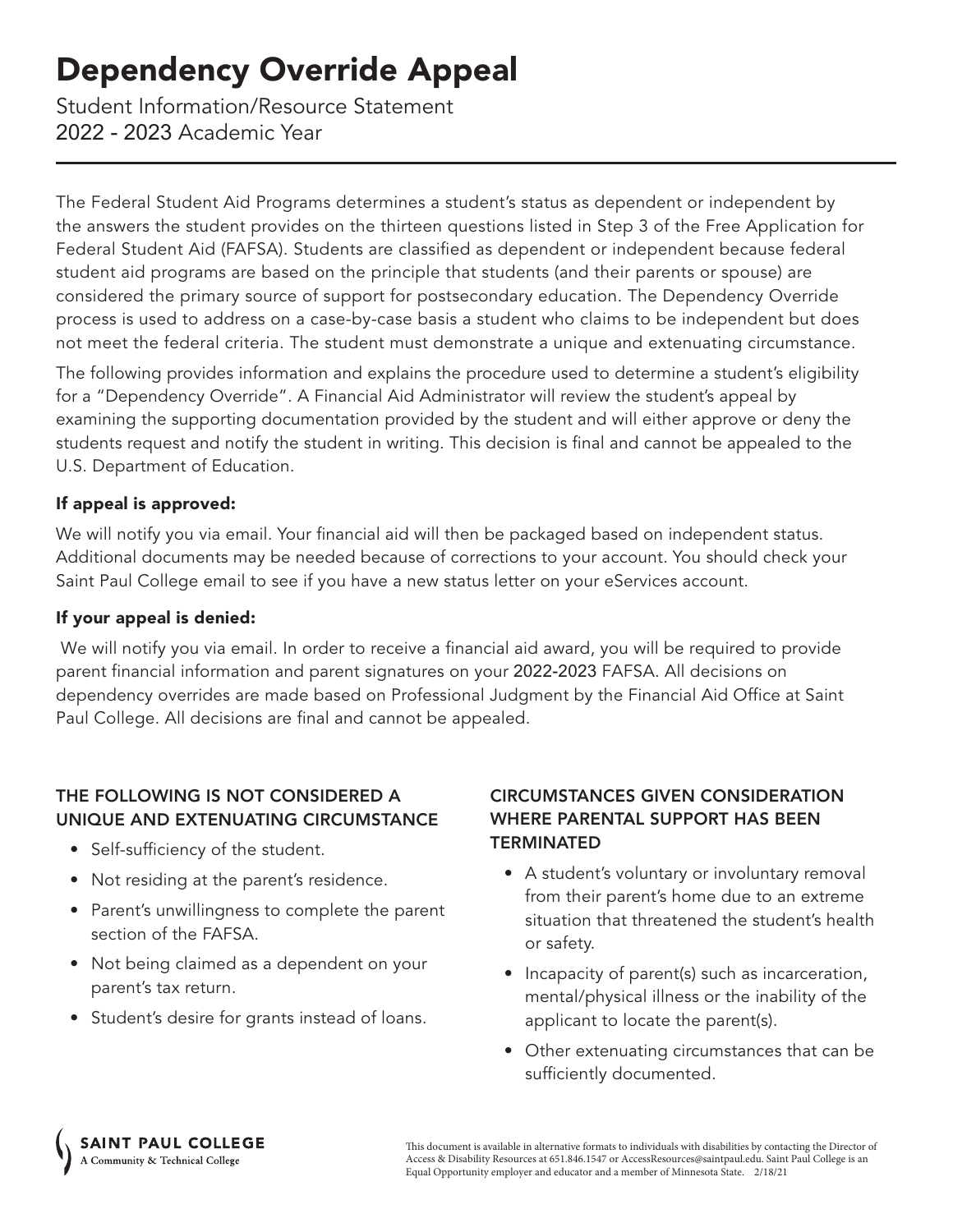# Dependency Override Appeal

Student Information/Resource Statement
2022 - 2023 Academic Year

The Federal Student Aid Programs determines a student's status as dependent or independent by the answers the student provides on the thirteen questions listed in Step 3 of the Free Application for Federal Student Aid (FAFSA). Students are classified as dependent or independent because federal student aid programs are based on the principle that students (and their parents or spouse) are considered the primary source of support for postsecondary education. The Dependency Override process is used to address on a case-by-case basis a student who claims to be independent but does not meet the federal criteria. The student must demonstrate a unique and extenuating circumstance.

The following provides information and explains the procedure used to determine a student's eligibility for a "Dependency Override". A Financial Aid Administrator will review the student's appeal by examining the supporting documentation provided by the student and will either approve or deny the students request and notify the student in writing. This decision is final and cannot be appealed to the U.S. Department of Education.

**If appeal is approved:**

We will notify you via email. Your financial aid will then be packaged based on independent status. Additional documents may be needed because of corrections to your account. You should check your Saint Paul College email to see if you have a new status letter on your eServices account.

**If your appeal is denied:**

We will notify you via email. In order to receive a financial aid award, you will be required to provide parent financial information and parent signatures on your 2022-2023 FAFSA. All decisions on dependency overrides are made based on Professional Judgment by the Financial Aid Office at Saint Paul College. All decisions are final and cannot be appealed.

### THE FOLLOWING IS NOT CONSIDERED A UNIQUE AND EXTENUATING CIRCUMSTANCE

- Self-sufficiency of the student.
- Not residing at the parent's residence.
- Parent's unwillingness to complete the parent section of the FAFSA.
- Not being claimed as a dependent on your parent's tax return.
- Student's desire for grants instead of loans.

### CIRCUMSTANCES GIVEN CONSIDERATION WHERE PARENTAL SUPPORT HAS BEEN TERMINATED

- A student's voluntary or involuntary removal from their parent's home due to an extreme situation that threatened the student's health or safety.
- Incapacity of parent(s) such as incarceration, mental/physical illness or the inability of the applicant to locate the parent(s).
- Other extenuating circumstances that can be sufficiently documented.

SAINT PAUL COLLEGE
A Community & Technical College

This document is available in alternative formats to individuals with disabilities by contacting the Director of Access & Disability Resources at 651.846.1547 or AccessResources@saintpaul.edu. Saint Paul College is an Equal Opportunity employer and educator and a member of Minnesota State. 2/18/21